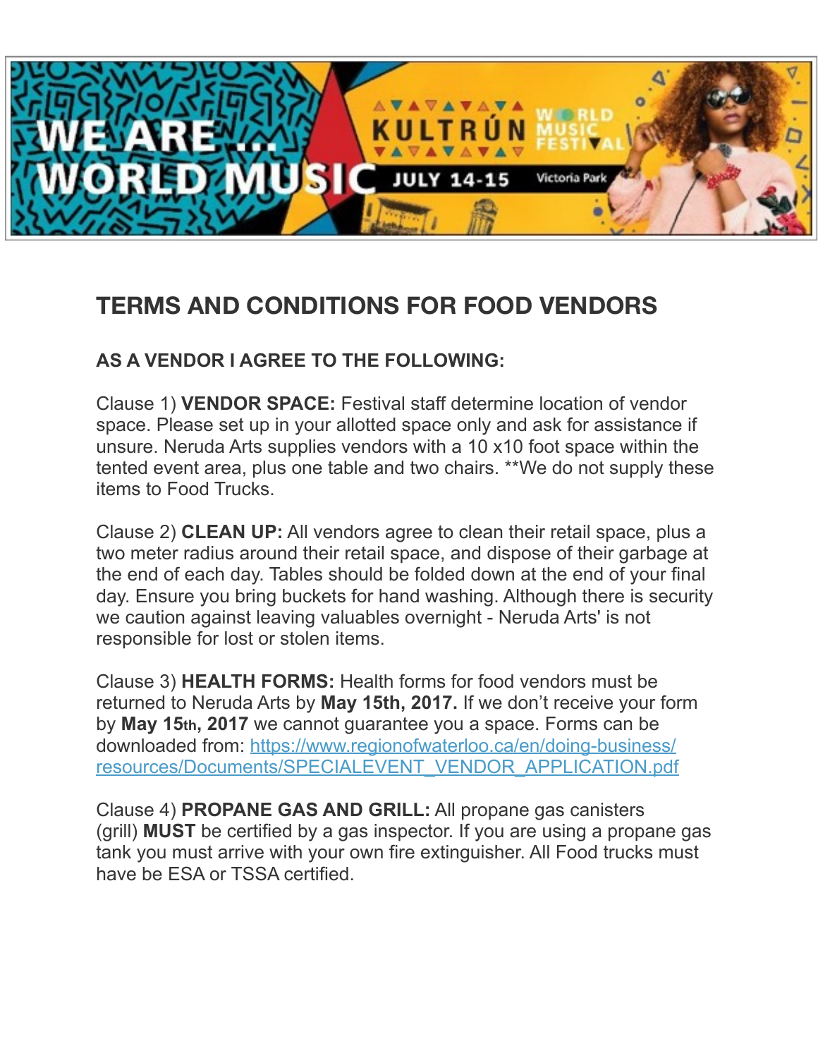# TERMS AND CONDITIONS FOR FOOD VENDORS

**AS A VENDOR I AGREE TO THE FOLLOWING:**

Clause 1) **VENDOR SPACE:** Festival staff determine location of vendor space. Please set up in your allotted space only and ask for assistance if unsure. Neruda Arts supplies vendors with a 10 x10 foot space within the tented event area, plus one table and two chairs. **We do not supply these items to Food Trucks.

Clause 2) **CLEAN UP:** All vendors agree to clean their retail space, plus a two meter radius around their retail space, and dispose of their garbage at the end of each day. Tables should be folded down at the end of your final day. Ensure you bring buckets for hand washing. Although there is security we caution against leaving valuables overnight - Neruda Arts' is not responsible for lost or stolen items.

Clause 3) **HEALTH FORMS:** Health forms for food vendors must be returned to Neruda Arts by **May 15th, 2017.** If we don't receive your form by **May 15th, 2017** we cannot guarantee you a space. Forms can be downloaded from: [https://www.regionofwaterloo.ca/en/doing-business/resources/Documents/SPECIALEVENT_VENDOR_APPLICATION.pdf](https://www.regionofwaterloo.ca/en/doing-business/resources/Documents/SPECIALEVENT_VENDOR_APPLICATION.pdf)

Clause 4) **PROPANE GAS AND GRILL:** All propane gas canisters (grill) **MUST** be certified by a gas inspector. If you are using a propane gas tank you must arrive with your own fire extinguisher. All Food trucks must have be ESA or TSSA certified.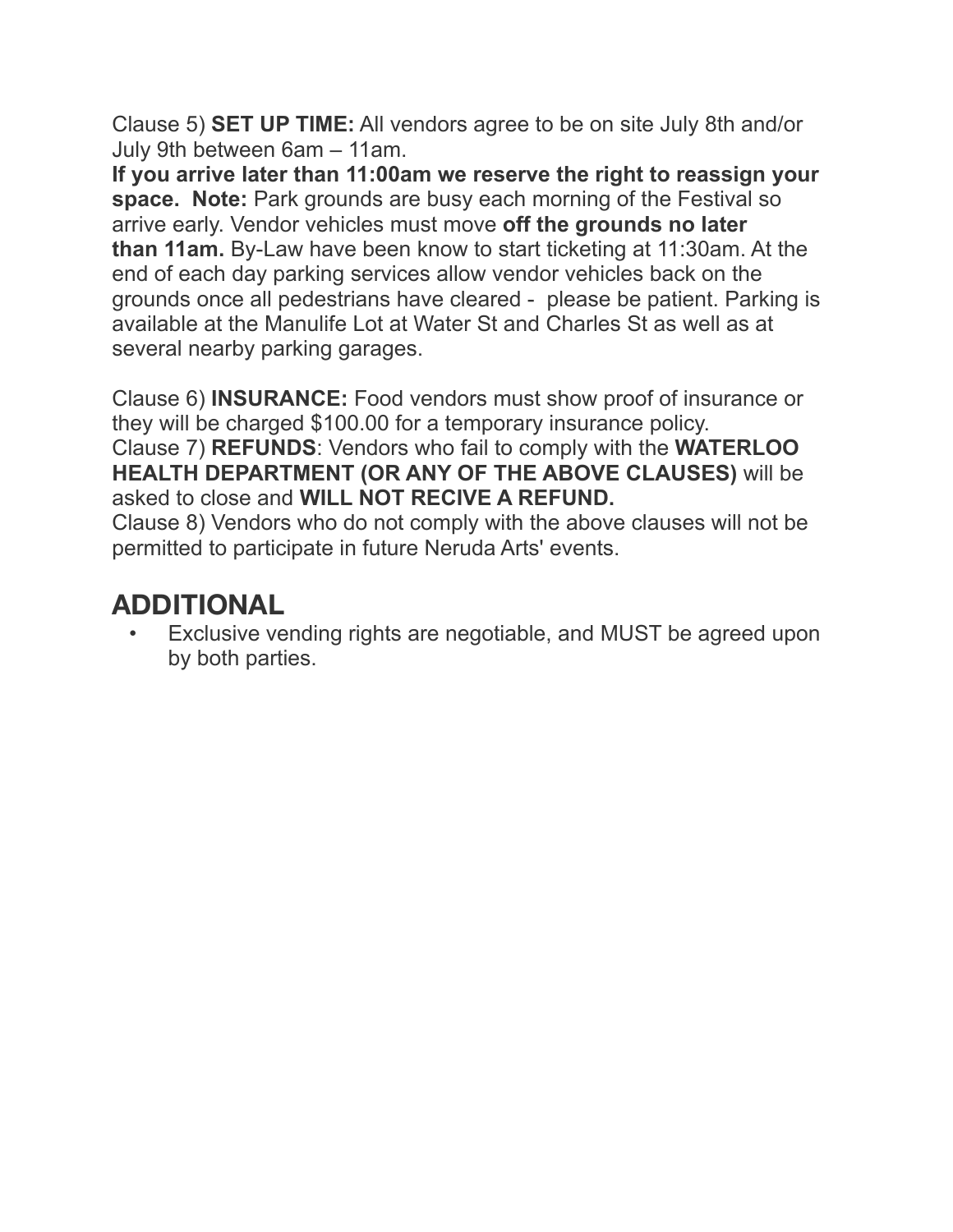Clause 5) **SET UP TIME:** All vendors agree to be on site July 8th and/or July 9th between 6am – 11am.
**If you arrive later than 11:00am we reserve the right to reassign your space. Note:** Park grounds are busy each morning of the Festival so arrive early. Vendor vehicles must move **off the grounds no later than 11am.** By-Law have been know to start ticketing at 11:30am. At the end of each day parking services allow vendor vehicles back on the grounds once all pedestrians have cleared - please be patient. Parking is available at the Manulife Lot at Water St and Charles St as well as at several nearby parking garages.

Clause 6) **INSURANCE:** Food vendors must show proof of insurance or they will be charged $100.00 for a temporary insurance policy.
Clause 7) **REFUNDS**: Vendors who fail to comply with the **WATERLOO HEALTH DEPARTMENT (OR ANY OF THE ABOVE CLAUSES)** will be asked to close and **WILL NOT RECIVE A REFUND.**
Clause 8) Vendors who do not comply with the above clauses will not be permitted to participate in future Neruda Arts' events.

## ADDITIONAL

- Exclusive vending rights are negotiable, and MUST be agreed upon by both parties.